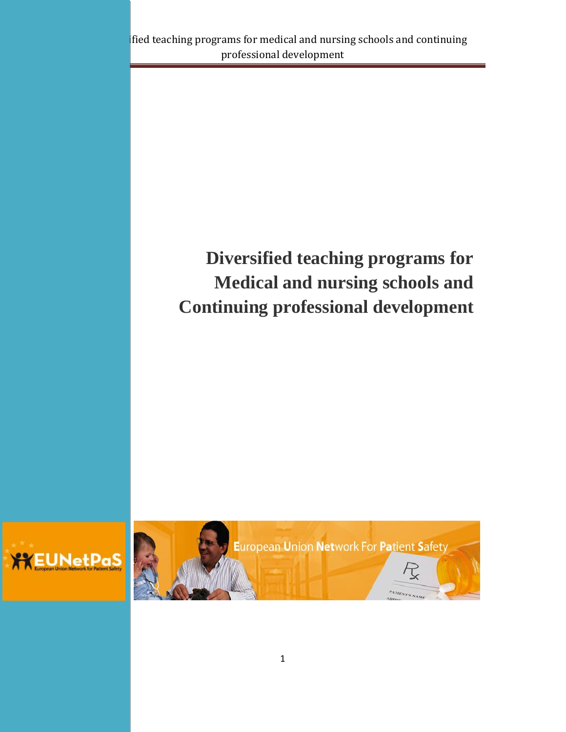# Diversified teaching programs for Medical and nursing schools and Continuing professional development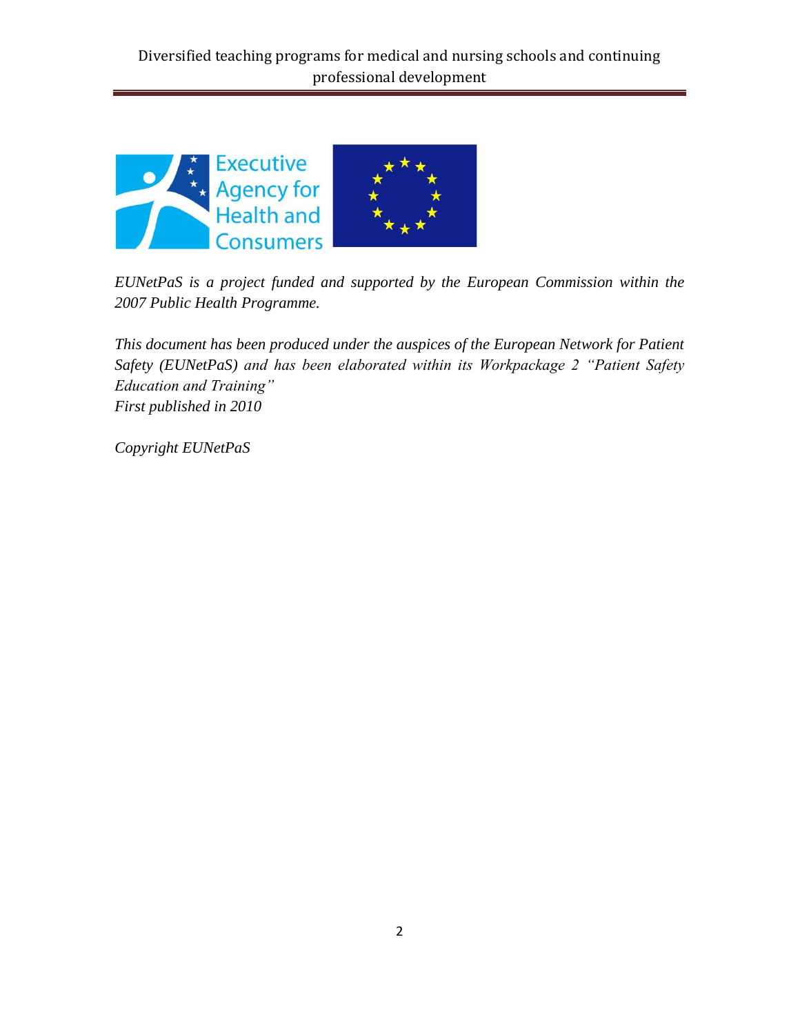*EUNetPaS is a project funded and supported by the European Commission within the 2007 Public Health Programme.*

*This document has been produced under the auspices of the European Network for Patient Safety (EUNetPaS) and has been elaborated within its Workpackage 2 "Patient Safety Education and Training"*
*First published in 2010*

*Copyright EUNetPaS*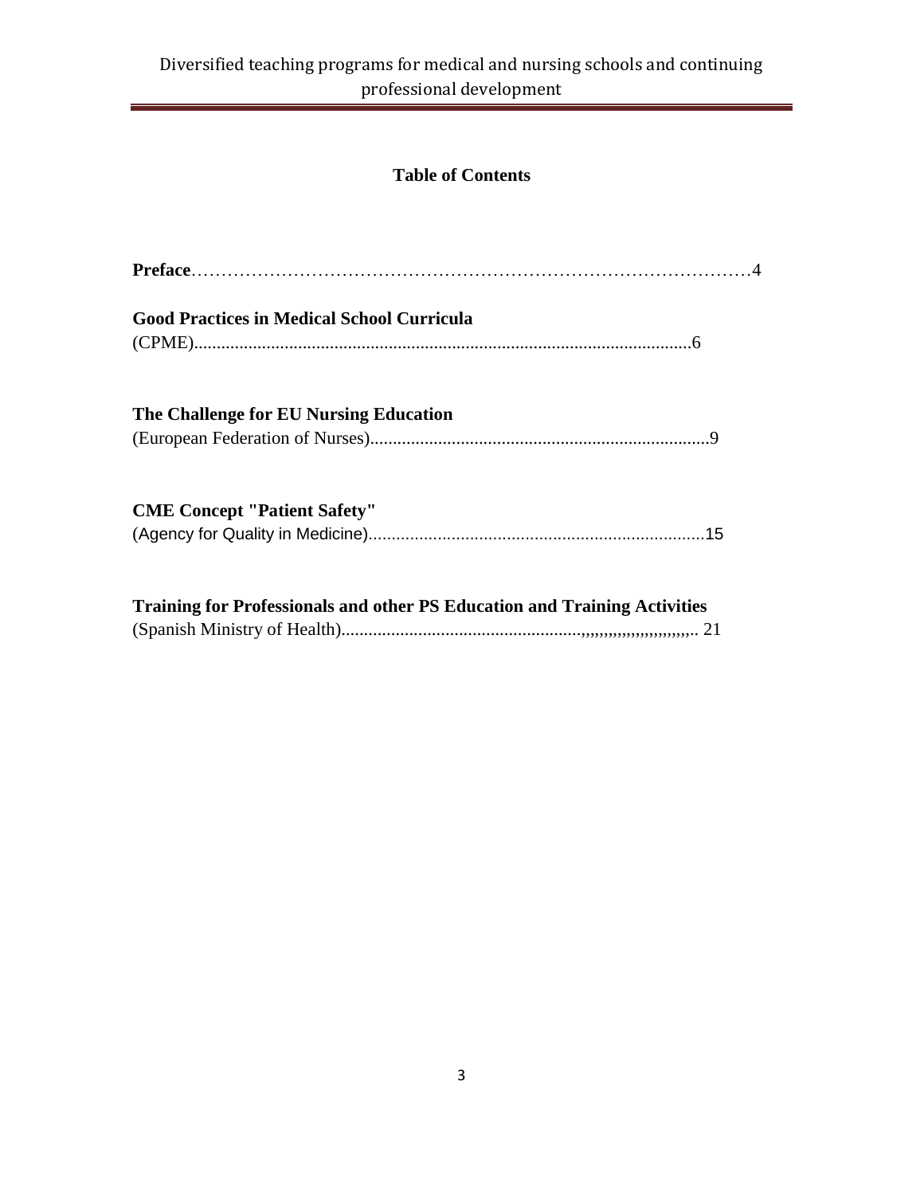## Table of Contents

**Preface**……………………………………………………………………………………4

**Good Practices in Medical School Curricula**
(CPME)...........................................................................................................6

**The Challenge for EU Nursing Education**
(European Federation of Nurses)...........................................................................9

**CME Concept "Patient Safety"**
(Agency for Quality in Medicine)...........................................................................15

**Training for Professionals and other PS Education and Training Activities**
(Spanish Ministry of Health)....................................................,,,,,,,,,,,,,,,,,,,,,,,,,.. 21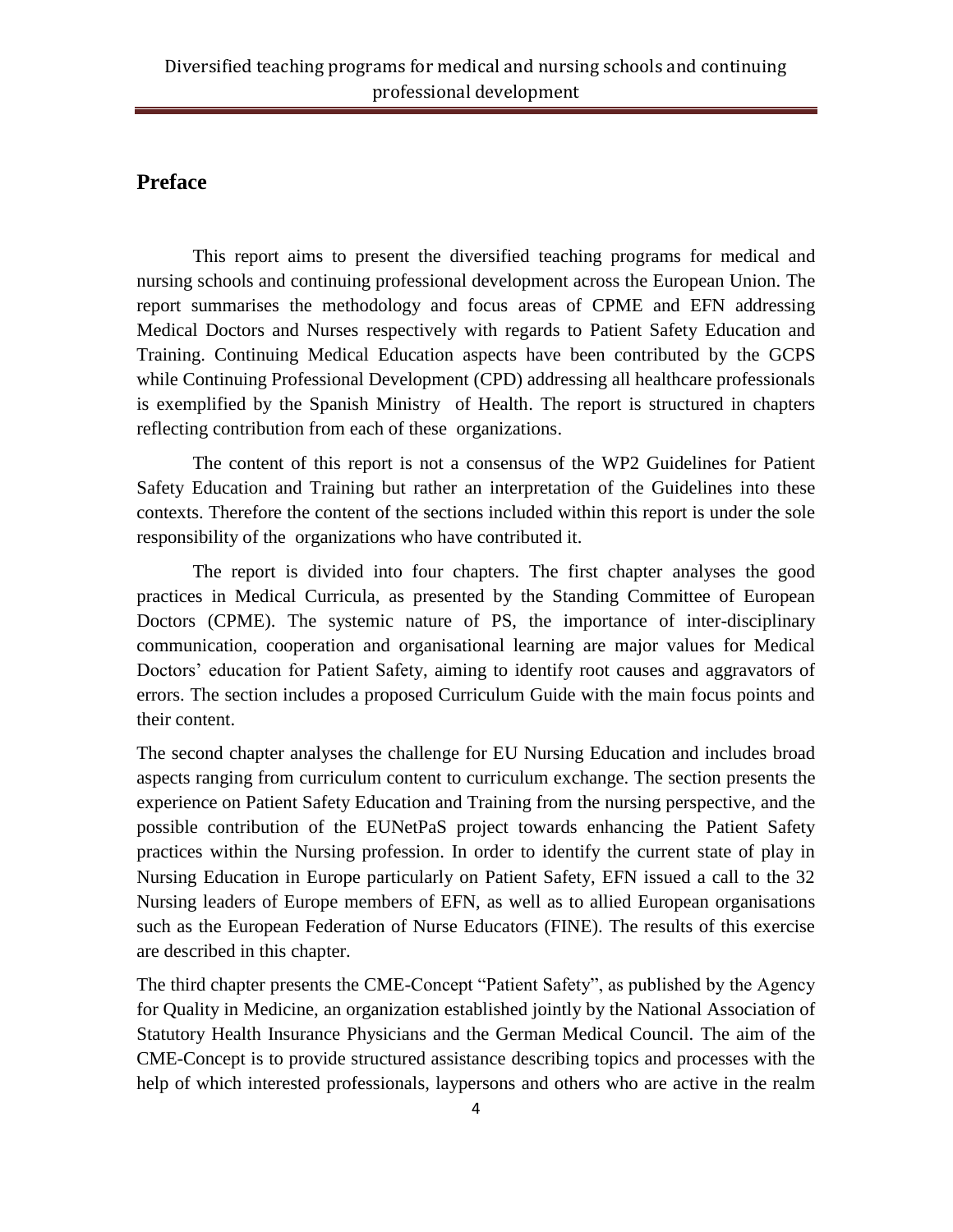## Preface

This report aims to present the diversified teaching programs for medical and nursing schools and continuing professional development across the European Union. The report summarises the methodology and focus areas of CPME and EFN addressing Medical Doctors and Nurses respectively with regards to Patient Safety Education and Training. Continuing Medical Education aspects have been contributed by the GCPS while Continuing Professional Development (CPD) addressing all healthcare professionals is exemplified by the Spanish Ministry of Health. The report is structured in chapters reflecting contribution from each of these organizations.

The content of this report is not a consensus of the WP2 Guidelines for Patient Safety Education and Training but rather an interpretation of the Guidelines into these contexts. Therefore the content of the sections included within this report is under the sole responsibility of the organizations who have contributed it.

The report is divided into four chapters. The first chapter analyses the good practices in Medical Curricula, as presented by the Standing Committee of European Doctors (CPME). The systemic nature of PS, the importance of inter-disciplinary communication, cooperation and organisational learning are major values for Medical Doctors' education for Patient Safety, aiming to identify root causes and aggravators of errors. The section includes a proposed Curriculum Guide with the main focus points and their content.

The second chapter analyses the challenge for EU Nursing Education and includes broad aspects ranging from curriculum content to curriculum exchange. The section presents the experience on Patient Safety Education and Training from the nursing perspective, and the possible contribution of the EUNetPaS project towards enhancing the Patient Safety practices within the Nursing profession. In order to identify the current state of play in Nursing Education in Europe particularly on Patient Safety, EFN issued a call to the 32 Nursing leaders of Europe members of EFN, as well as to allied European organisations such as the European Federation of Nurse Educators (FINE). The results of this exercise are described in this chapter.

The third chapter presents the CME-Concept "Patient Safety", as published by the Agency for Quality in Medicine, an organization established jointly by the National Association of Statutory Health Insurance Physicians and the German Medical Council. The aim of the CME-Concept is to provide structured assistance describing topics and processes with the help of which interested professionals, laypersons and others who are active in the realm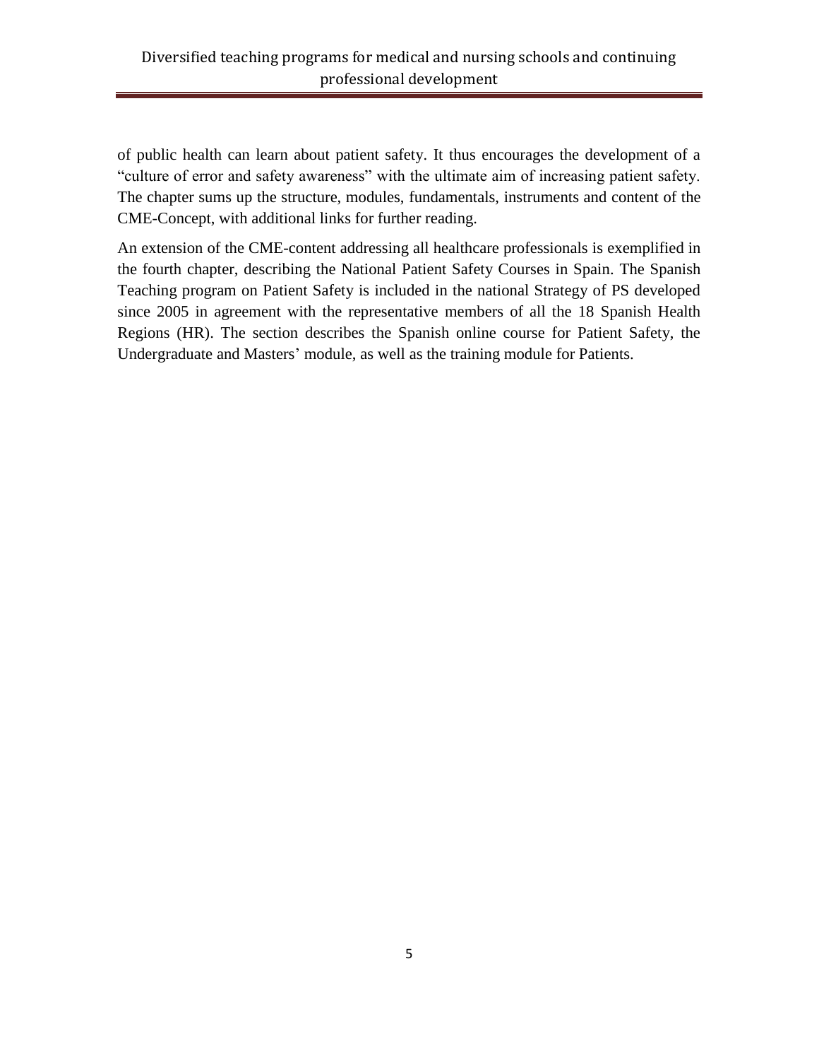of public health can learn about patient safety. It thus encourages the development of a "culture of error and safety awareness" with the ultimate aim of increasing patient safety. The chapter sums up the structure, modules, fundamentals, instruments and content of the CME-Concept, with additional links for further reading.

An extension of the CME-content addressing all healthcare professionals is exemplified in the fourth chapter, describing the National Patient Safety Courses in Spain. The Spanish Teaching program on Patient Safety is included in the national Strategy of PS developed since 2005 in agreement with the representative members of all the 18 Spanish Health Regions (HR). The section describes the Spanish online course for Patient Safety, the Undergraduate and Masters' module, as well as the training module for Patients.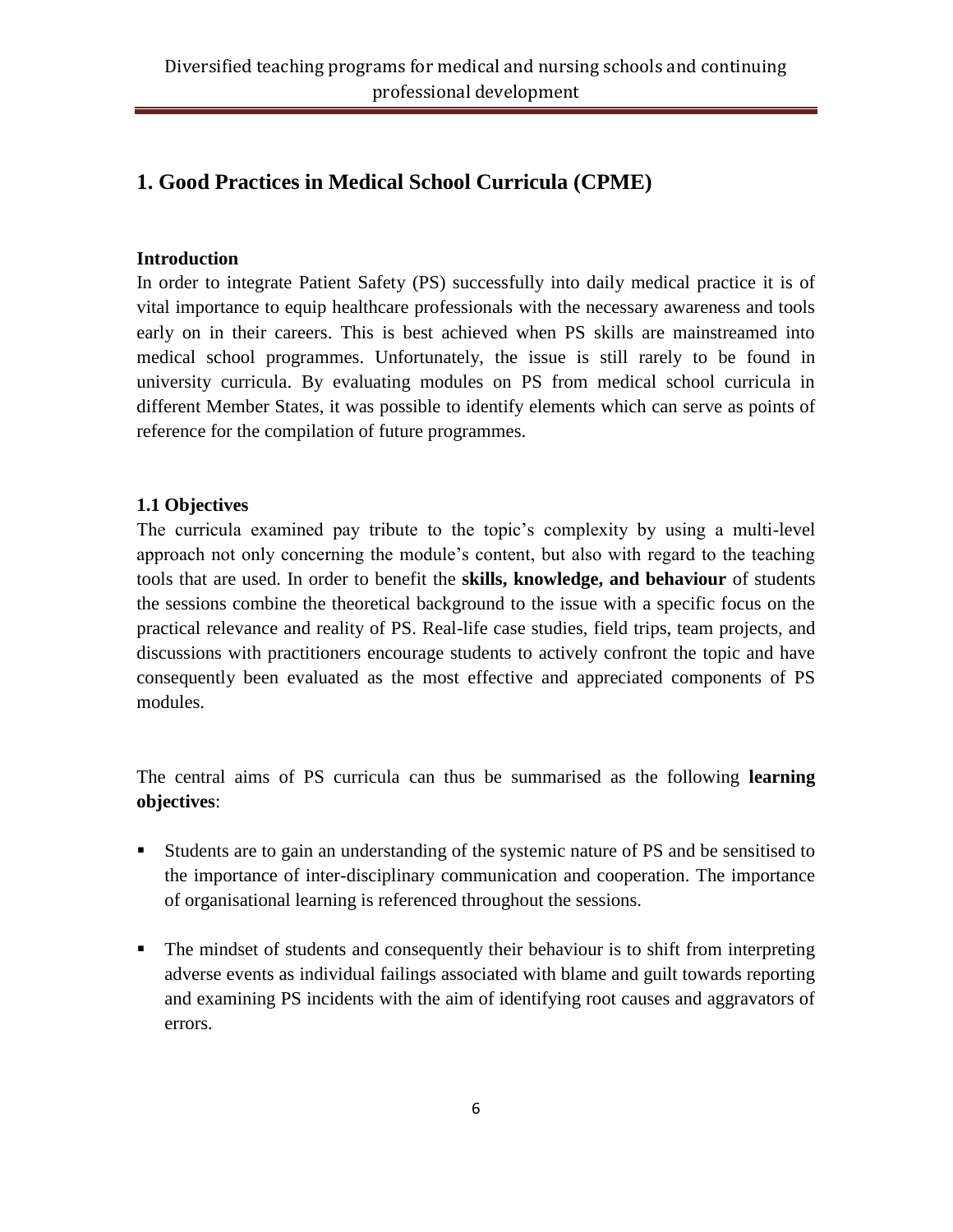## 1. Good Practices in Medical School Curricula (CPME)

### Introduction

In order to integrate Patient Safety (PS) successfully into daily medical practice it is of vital importance to equip healthcare professionals with the necessary awareness and tools early on in their careers. This is best achieved when PS skills are mainstreamed into medical school programmes. Unfortunately, the issue is still rarely to be found in university curricula. By evaluating modules on PS from medical school curricula in different Member States, it was possible to identify elements which can serve as points of reference for the compilation of future programmes.

### 1.1 Objectives

The curricula examined pay tribute to the topic's complexity by using a multi-level approach not only concerning the module's content, but also with regard to the teaching tools that are used. In order to benefit the **skills, knowledge, and behaviour** of students the sessions combine the theoretical background to the issue with a specific focus on the practical relevance and reality of PS. Real-life case studies, field trips, team projects, and discussions with practitioners encourage students to actively confront the topic and have consequently been evaluated as the most effective and appreciated components of PS modules.

The central aims of PS curricula can thus be summarised as the following **learning objectives**:

- Students are to gain an understanding of the systemic nature of PS and be sensitised to the importance of inter-disciplinary communication and cooperation. The importance of organisational learning is referenced throughout the sessions.
- The mindset of students and consequently their behaviour is to shift from interpreting adverse events as individual failings associated with blame and guilt towards reporting and examining PS incidents with the aim of identifying root causes and aggravators of errors.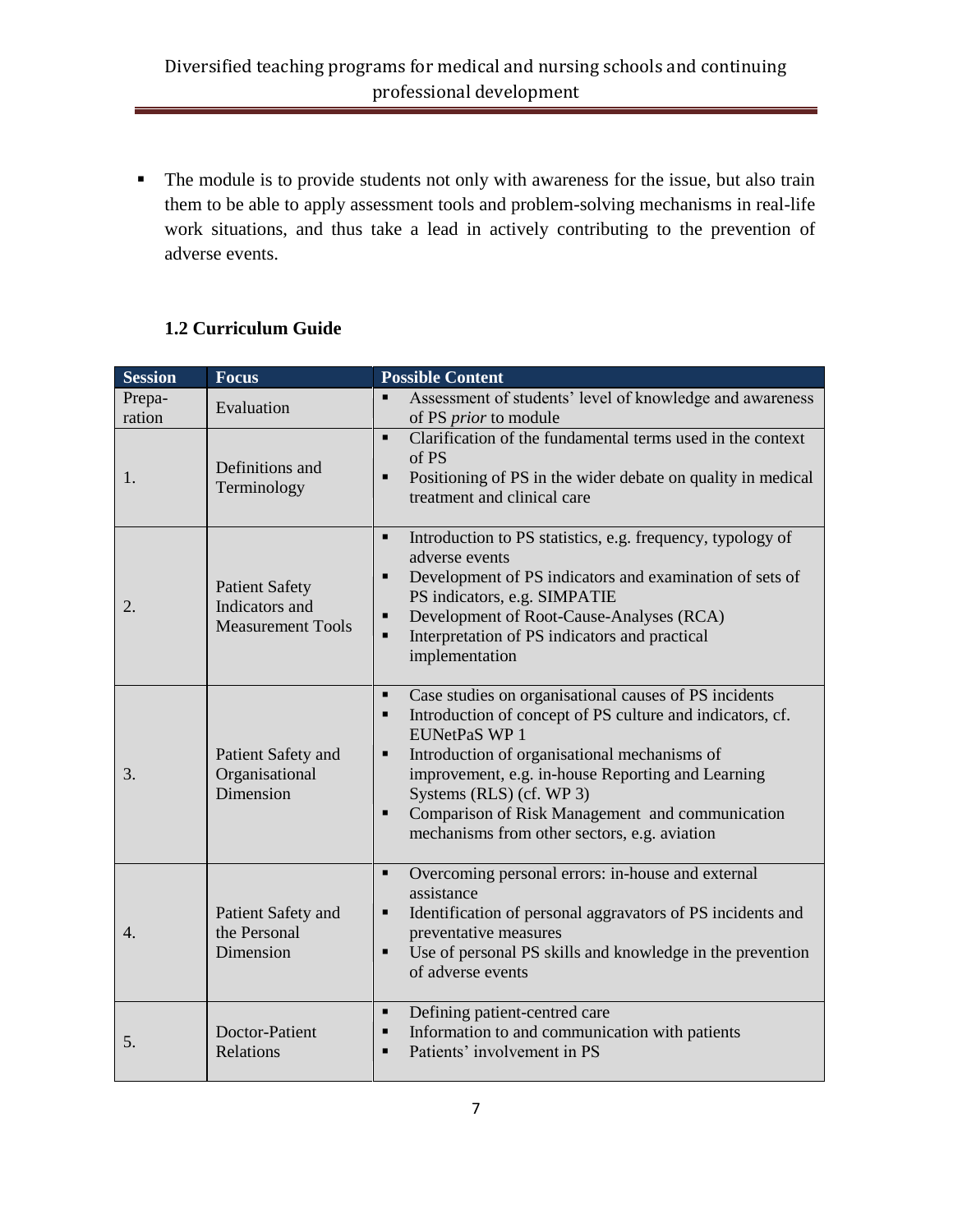- The module is to provide students not only with awareness for the issue, but also train them to be able to apply assessment tools and problem-solving mechanisms in real-life work situations, and thus take a lead in actively contributing to the prevention of adverse events.

### 1.2 Curriculum Guide

| Session | Focus | Possible Content |
|---|---|---|
| Prepa-ration | Evaluation | ▪ Assessment of students' level of knowledge and awareness of PS *prior* to module |
| 1. | Definitions and Terminology | ▪ Clarification of the fundamental terms used in the context of PS<br>▪ Positioning of PS in the wider debate on quality in medical treatment and clinical care |
| 2. | Patient Safety Indicators and Measurement Tools | ▪ Introduction to PS statistics, e.g. frequency, typology of adverse events<br>▪ Development of PS indicators and examination of sets of PS indicators, e.g. SIMPATIE<br>▪ Development of Root-Cause-Analyses (RCA)<br>▪ Interpretation of PS indicators and practical implementation |
| 3. | Patient Safety and Organisational Dimension | ▪ Case studies on organisational causes of PS incidents<br>▪ Introduction of concept of PS culture and indicators, cf. EUNetPaS WP 1<br>▪ Introduction of organisational mechanisms of improvement, e.g. in-house Reporting and Learning Systems (RLS) (cf. WP 3)<br>▪ Comparison of Risk Management and communication mechanisms from other sectors, e.g. aviation |
| 4. | Patient Safety and the Personal Dimension | ▪ Overcoming personal errors: in-house and external assistance<br>▪ Identification of personal aggravators of PS incidents and preventative measures<br>▪ Use of personal PS skills and knowledge in the prevention of adverse events |
| 5. | Doctor-Patient Relations | ▪ Defining patient-centred care<br>▪ Information to and communication with patients<br>▪ Patients' involvement in PS |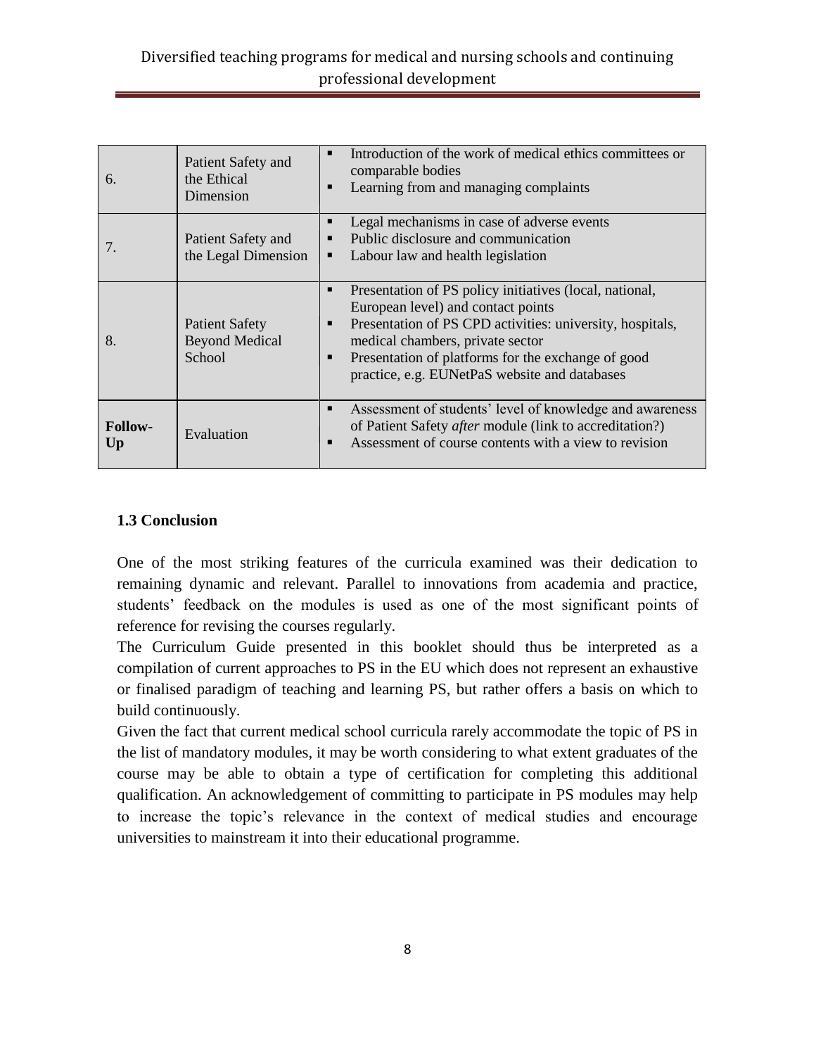| | | |
|---|---|---|
| 6. | Patient Safety and the Ethical Dimension | ▪ Introduction of the work of medical ethics committees or comparable bodies<br>▪ Learning from and managing complaints |
| 7. | Patient Safety and the Legal Dimension | ▪ Legal mechanisms in case of adverse events<br>▪ Public disclosure and communication<br>▪ Labour law and health legislation |
| 8. | Patient Safety Beyond Medical School | ▪ Presentation of PS policy initiatives (local, national, European level) and contact points<br>▪ Presentation of PS CPD activities: university, hospitals, medical chambers, private sector<br>▪ Presentation of platforms for the exchange of good practice, e.g. EUNetPaS website and databases |
| **Follow-Up** | Evaluation | ▪ Assessment of students' level of knowledge and awareness of Patient Safety *after* module (link to accreditation?)<br>▪ Assessment of course contents with a view to revision |

### 1.3 Conclusion

One of the most striking features of the curricula examined was their dedication to remaining dynamic and relevant. Parallel to innovations from academia and practice, students' feedback on the modules is used as one of the most significant points of reference for revising the courses regularly.

The Curriculum Guide presented in this booklet should thus be interpreted as a compilation of current approaches to PS in the EU which does not represent an exhaustive or finalised paradigm of teaching and learning PS, but rather offers a basis on which to build continuously.

Given the fact that current medical school curricula rarely accommodate the topic of PS in the list of mandatory modules, it may be worth considering to what extent graduates of the course may be able to obtain a type of certification for completing this additional qualification. An acknowledgement of committing to participate in PS modules may help to increase the topic's relevance in the context of medical studies and encourage universities to mainstream it into their educational programme.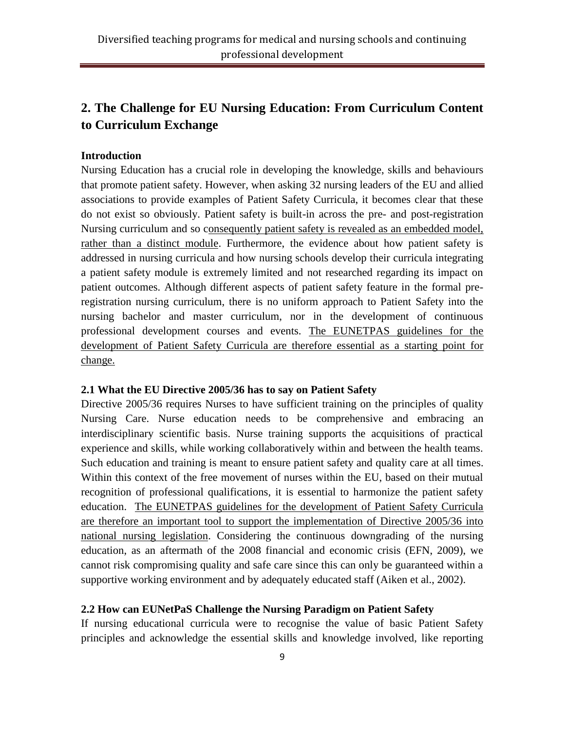## 2. The Challenge for EU Nursing Education: From Curriculum Content to Curriculum Exchange

### Introduction

Nursing Education has a crucial role in developing the knowledge, skills and behaviours that promote patient safety. However, when asking 32 nursing leaders of the EU and allied associations to provide examples of Patient Safety Curricula, it becomes clear that these do not exist so obviously. Patient safety is built-in across the pre- and post-registration Nursing curriculum and so consequently patient safety is revealed as an embedded model, rather than a distinct module. Furthermore, the evidence about how patient safety is addressed in nursing curricula and how nursing schools develop their curricula integrating a patient safety module is extremely limited and not researched regarding its impact on patient outcomes. Although different aspects of patient safety feature in the formal pre-registration nursing curriculum, there is no uniform approach to Patient Safety into the nursing bachelor and master curriculum, nor in the development of continuous professional development courses and events. The EUNETPAS guidelines for the development of Patient Safety Curricula are therefore essential as a starting point for change.

### 2.1 What the EU Directive 2005/36 has to say on Patient Safety

Directive 2005/36 requires Nurses to have sufficient training on the principles of quality Nursing Care. Nurse education needs to be comprehensive and embracing an interdisciplinary scientific basis. Nurse training supports the acquisitions of practical experience and skills, while working collaboratively within and between the health teams. Such education and training is meant to ensure patient safety and quality care at all times. Within this context of the free movement of nurses within the EU, based on their mutual recognition of professional qualifications, it is essential to harmonize the patient safety education. The EUNETPAS guidelines for the development of Patient Safety Curricula are therefore an important tool to support the implementation of Directive 2005/36 into national nursing legislation. Considering the continuous downgrading of the nursing education, as an aftermath of the 2008 financial and economic crisis (EFN, 2009), we cannot risk compromising quality and safe care since this can only be guaranteed within a supportive working environment and by adequately educated staff (Aiken et al., 2002).

### 2.2 How can EUNetPaS Challenge the Nursing Paradigm on Patient Safety

If nursing educational curricula were to recognise the value of basic Patient Safety principles and acknowledge the essential skills and knowledge involved, like reporting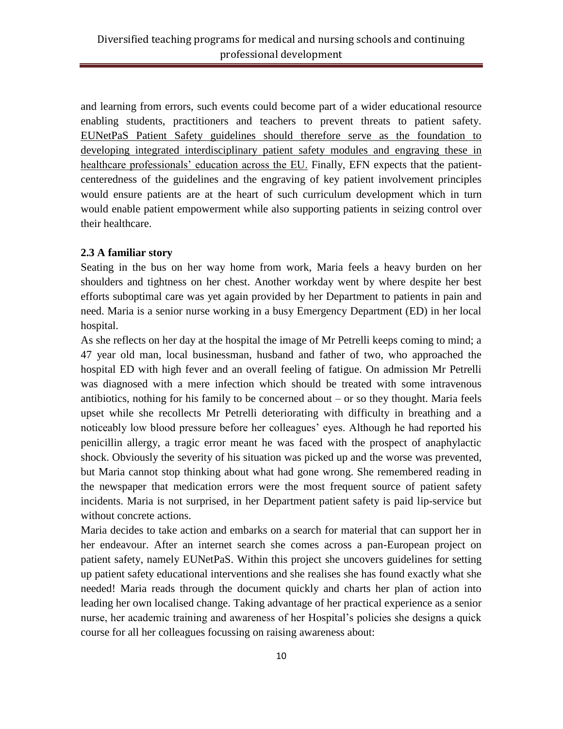and learning from errors, such events could become part of a wider educational resource enabling students, practitioners and teachers to prevent threats to patient safety. <u>EUNetPaS Patient Safety guidelines should therefore serve as the foundation to developing integrated interdisciplinary patient safety modules and engraving these in healthcare professionals' education across the EU.</u> Finally, EFN expects that the patient-centeredness of the guidelines and the engraving of key patient involvement principles would ensure patients are at the heart of such curriculum development which in turn would enable patient empowerment while also supporting patients in seizing control over their healthcare.

### 2.3 A familiar story

Seating in the bus on her way home from work, Maria feels a heavy burden on her shoulders and tightness on her chest. Another workday went by where despite her best efforts suboptimal care was yet again provided by her Department to patients in pain and need. Maria is a senior nurse working in a busy Emergency Department (ED) in her local hospital.

As she reflects on her day at the hospital the image of Mr Petrelli keeps coming to mind; a 47 year old man, local businessman, husband and father of two, who approached the hospital ED with high fever and an overall feeling of fatigue. On admission Mr Petrelli was diagnosed with a mere infection which should be treated with some intravenous antibiotics, nothing for his family to be concerned about – or so they thought. Maria feels upset while she recollects Mr Petrelli deteriorating with difficulty in breathing and a noticeably low blood pressure before her colleagues' eyes. Although he had reported his penicillin allergy, a tragic error meant he was faced with the prospect of anaphylactic shock. Obviously the severity of his situation was picked up and the worse was prevented, but Maria cannot stop thinking about what had gone wrong. She remembered reading in the newspaper that medication errors were the most frequent source of patient safety incidents. Maria is not surprised, in her Department patient safety is paid lip-service but without concrete actions.

Maria decides to take action and embarks on a search for material that can support her in her endeavour. After an internet search she comes across a pan-European project on patient safety, namely EUNetPaS. Within this project she uncovers guidelines for setting up patient safety educational interventions and she realises she has found exactly what she needed! Maria reads through the document quickly and charts her plan of action into leading her own localised change. Taking advantage of her practical experience as a senior nurse, her academic training and awareness of her Hospital's policies she designs a quick course for all her colleagues focussing on raising awareness about: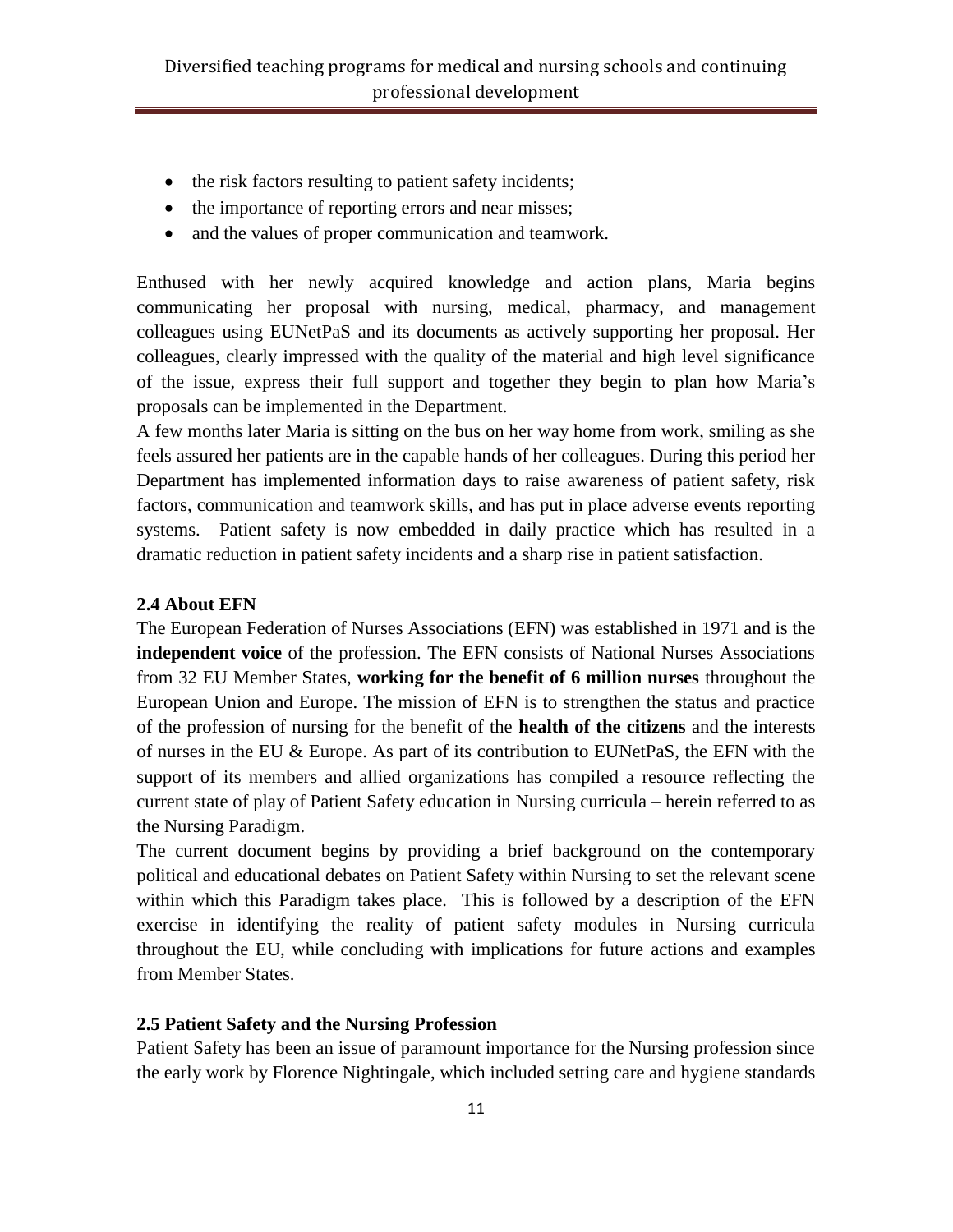- the risk factors resulting to patient safety incidents;
- the importance of reporting errors and near misses;
- and the values of proper communication and teamwork.

Enthused with her newly acquired knowledge and action plans, Maria begins communicating her proposal with nursing, medical, pharmacy, and management colleagues using EUNetPaS and its documents as actively supporting her proposal. Her colleagues, clearly impressed with the quality of the material and high level significance of the issue, express their full support and together they begin to plan how Maria's proposals can be implemented in the Department.

A few months later Maria is sitting on the bus on her way home from work, smiling as she feels assured her patients are in the capable hands of her colleagues. During this period her Department has implemented information days to raise awareness of patient safety, risk factors, communication and teamwork skills, and has put in place adverse events reporting systems. Patient safety is now embedded in daily practice which has resulted in a dramatic reduction in patient safety incidents and a sharp rise in patient satisfaction.

### 2.4 About EFN

The European Federation of Nurses Associations (EFN) was established in 1971 and is the **independent voice** of the profession. The EFN consists of National Nurses Associations from 32 EU Member States, **working for the benefit of 6 million nurses** throughout the European Union and Europe. The mission of EFN is to strengthen the status and practice of the profession of nursing for the benefit of the **health of the citizens** and the interests of nurses in the EU & Europe. As part of its contribution to EUNetPaS, the EFN with the support of its members and allied organizations has compiled a resource reflecting the current state of play of Patient Safety education in Nursing curricula – herein referred to as the Nursing Paradigm.

The current document begins by providing a brief background on the contemporary political and educational debates on Patient Safety within Nursing to set the relevant scene within which this Paradigm takes place. This is followed by a description of the EFN exercise in identifying the reality of patient safety modules in Nursing curricula throughout the EU, while concluding with implications for future actions and examples from Member States.

### 2.5 Patient Safety and the Nursing Profession

Patient Safety has been an issue of paramount importance for the Nursing profession since the early work by Florence Nightingale, which included setting care and hygiene standards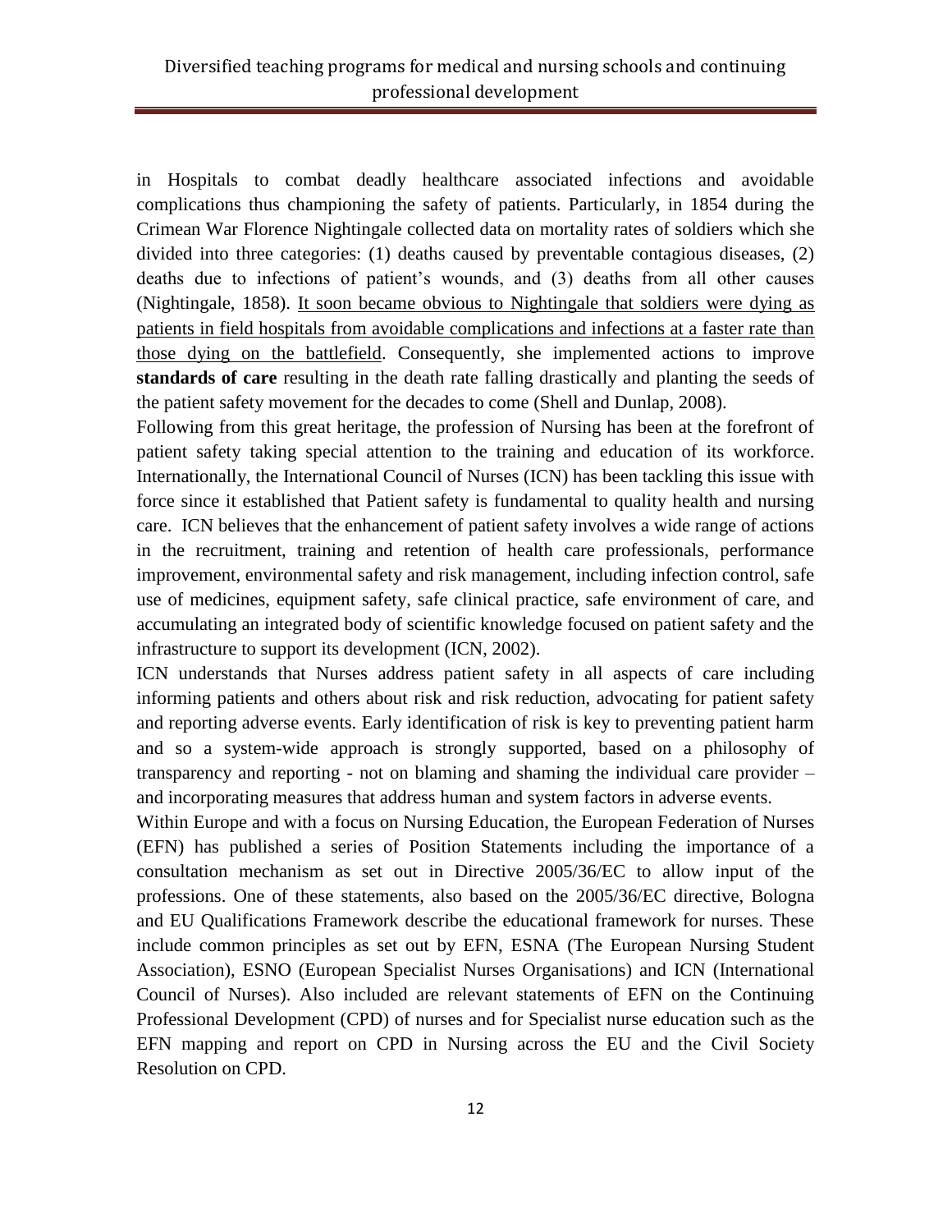in Hospitals to combat deadly healthcare associated infections and avoidable complications thus championing the safety of patients. Particularly, in 1854 during the Crimean War Florence Nightingale collected data on mortality rates of soldiers which she divided into three categories: (1) deaths caused by preventable contagious diseases, (2) deaths due to infections of patient's wounds, and (3) deaths from all other causes (Nightingale, 1858). <u>It soon became obvious to Nightingale that soldiers were dying as patients in field hospitals from avoidable complications and infections at a faster rate than those dying on the battlefield</u>. Consequently, she implemented actions to improve **standards of care** resulting in the death rate falling drastically and planting the seeds of the patient safety movement for the decades to come (Shell and Dunlap, 2008).

Following from this great heritage, the profession of Nursing has been at the forefront of patient safety taking special attention to the training and education of its workforce. Internationally, the International Council of Nurses (ICN) has been tackling this issue with force since it established that Patient safety is fundamental to quality health and nursing care. ICN believes that the enhancement of patient safety involves a wide range of actions in the recruitment, training and retention of health care professionals, performance improvement, environmental safety and risk management, including infection control, safe use of medicines, equipment safety, safe clinical practice, safe environment of care, and accumulating an integrated body of scientific knowledge focused on patient safety and the infrastructure to support its development (ICN, 2002).

ICN understands that Nurses address patient safety in all aspects of care including informing patients and others about risk and risk reduction, advocating for patient safety and reporting adverse events. Early identification of risk is key to preventing patient harm and so a system-wide approach is strongly supported, based on a philosophy of transparency and reporting - not on blaming and shaming the individual care provider – and incorporating measures that address human and system factors in adverse events.

Within Europe and with a focus on Nursing Education, the European Federation of Nurses (EFN) has published a series of Position Statements including the importance of a consultation mechanism as set out in Directive 2005/36/EC to allow input of the professions. One of these statements, also based on the 2005/36/EC directive, Bologna and EU Qualifications Framework describe the educational framework for nurses. These include common principles as set out by EFN, ESNA (The European Nursing Student Association), ESNO (European Specialist Nurses Organisations) and ICN (International Council of Nurses). Also included are relevant statements of EFN on the Continuing Professional Development (CPD) of nurses and for Specialist nurse education such as the EFN mapping and report on CPD in Nursing across the EU and the Civil Society Resolution on CPD.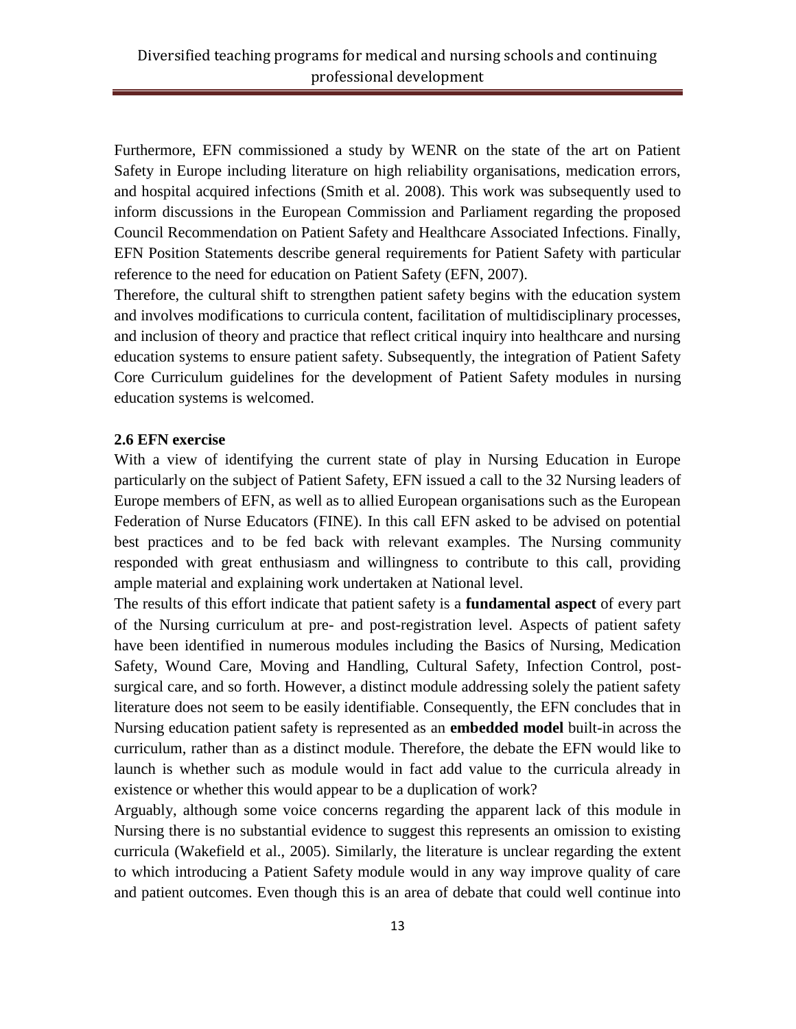Furthermore, EFN commissioned a study by WENR on the state of the art on Patient Safety in Europe including literature on high reliability organisations, medication errors, and hospital acquired infections (Smith et al. 2008). This work was subsequently used to inform discussions in the European Commission and Parliament regarding the proposed Council Recommendation on Patient Safety and Healthcare Associated Infections. Finally, EFN Position Statements describe general requirements for Patient Safety with particular reference to the need for education on Patient Safety (EFN, 2007).

Therefore, the cultural shift to strengthen patient safety begins with the education system and involves modifications to curricula content, facilitation of multidisciplinary processes, and inclusion of theory and practice that reflect critical inquiry into healthcare and nursing education systems to ensure patient safety. Subsequently, the integration of Patient Safety Core Curriculum guidelines for the development of Patient Safety modules in nursing education systems is welcomed.

### 2.6 EFN exercise

With a view of identifying the current state of play in Nursing Education in Europe particularly on the subject of Patient Safety, EFN issued a call to the 32 Nursing leaders of Europe members of EFN, as well as to allied European organisations such as the European Federation of Nurse Educators (FINE). In this call EFN asked to be advised on potential best practices and to be fed back with relevant examples. The Nursing community responded with great enthusiasm and willingness to contribute to this call, providing ample material and explaining work undertaken at National level.

The results of this effort indicate that patient safety is a **fundamental aspect** of every part of the Nursing curriculum at pre- and post-registration level. Aspects of patient safety have been identified in numerous modules including the Basics of Nursing, Medication Safety, Wound Care, Moving and Handling, Cultural Safety, Infection Control, post-surgical care, and so forth. However, a distinct module addressing solely the patient safety literature does not seem to be easily identifiable. Consequently, the EFN concludes that in Nursing education patient safety is represented as an **embedded model** built-in across the curriculum, rather than as a distinct module. Therefore, the debate the EFN would like to launch is whether such as module would in fact add value to the curricula already in existence or whether this would appear to be a duplication of work?

Arguably, although some voice concerns regarding the apparent lack of this module in Nursing there is no substantial evidence to suggest this represents an omission to existing curricula (Wakefield et al., 2005). Similarly, the literature is unclear regarding the extent to which introducing a Patient Safety module would in any way improve quality of care and patient outcomes. Even though this is an area of debate that could well continue into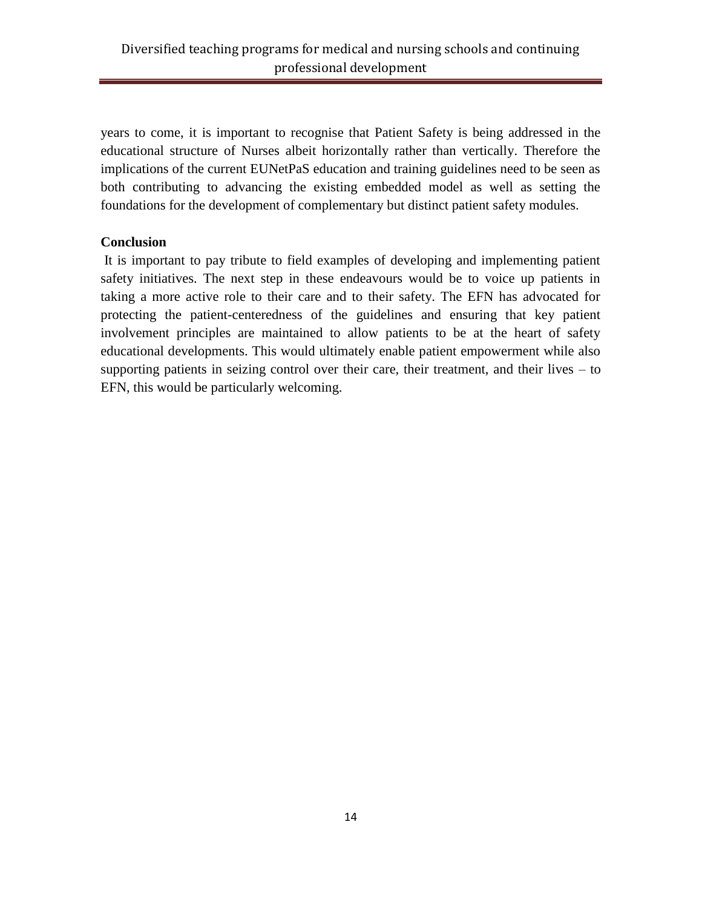years to come, it is important to recognise that Patient Safety is being addressed in the educational structure of Nurses albeit horizontally rather than vertically. Therefore the implications of the current EUNetPaS education and training guidelines need to be seen as both contributing to advancing the existing embedded model as well as setting the foundations for the development of complementary but distinct patient safety modules.

**Conclusion**

It is important to pay tribute to field examples of developing and implementing patient safety initiatives. The next step in these endeavours would be to voice up patients in taking a more active role to their care and to their safety. The EFN has advocated for protecting the patient-centeredness of the guidelines and ensuring that key patient involvement principles are maintained to allow patients to be at the heart of safety educational developments. This would ultimately enable patient empowerment while also supporting patients in seizing control over their care, their treatment, and their lives – to EFN, this would be particularly welcoming.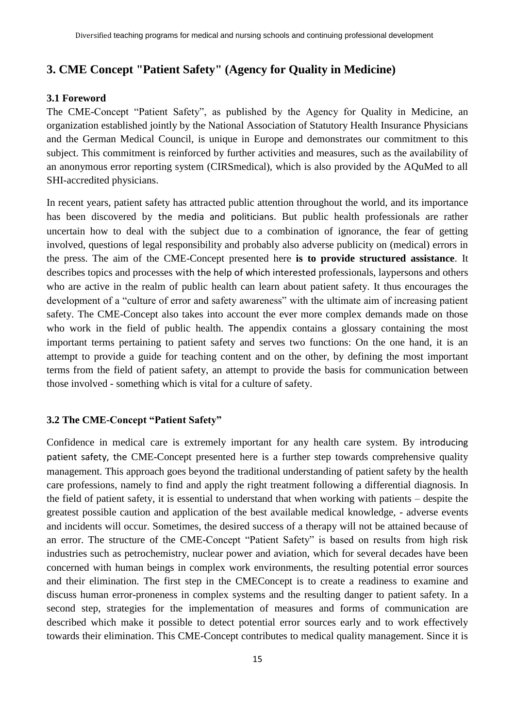## 3. CME Concept "Patient Safety" (Agency for Quality in Medicine)

### 3.1 Foreword

The CME-Concept “Patient Safety”, as published by the Agency for Quality in Medicine, an organization established jointly by the National Association of Statutory Health Insurance Physicians and the German Medical Council, is unique in Europe and demonstrates our commitment to this subject. This commitment is reinforced by further activities and measures, such as the availability of an anonymous error reporting system (CIRSmedical), which is also provided by the AQuMed to all SHI-accredited physicians.

In recent years, patient safety has attracted public attention throughout the world, and its importance has been discovered by the media and politicians. But public health professionals are rather uncertain how to deal with the subject due to a combination of ignorance, the fear of getting involved, questions of legal responsibility and probably also adverse publicity on (medical) errors in the press. The aim of the CME-Concept presented here **is to provide structured assistance**. It describes topics and processes with the help of which interested professionals, laypersons and others who are active in the realm of public health can learn about patient safety. It thus encourages the development of a “culture of error and safety awareness” with the ultimate aim of increasing patient safety. The CME-Concept also takes into account the ever more complex demands made on those who work in the field of public health. The appendix contains a glossary containing the most important terms pertaining to patient safety and serves two functions: On the one hand, it is an attempt to provide a guide for teaching content and on the other, by defining the most important terms from the field of patient safety, an attempt to provide the basis for communication between those involved - something which is vital for a culture of safety.

### 3.2 The CME-Concept “Patient Safety”

Confidence in medical care is extremely important for any health care system. By introducing patient safety, the CME-Concept presented here is a further step towards comprehensive quality management. This approach goes beyond the traditional understanding of patient safety by the health care professions, namely to find and apply the right treatment following a differential diagnosis. In the field of patient safety, it is essential to understand that when working with patients – despite the greatest possible caution and application of the best available medical knowledge, - adverse events and incidents will occur. Sometimes, the desired success of a therapy will not be attained because of an error. The structure of the CME-Concept “Patient Safety” is based on results from high risk industries such as petrochemistry, nuclear power and aviation, which for several decades have been concerned with human beings in complex work environments, the resulting potential error sources and their elimination. The first step in the CMEConcept is to create a readiness to examine and discuss human error-proneness in complex systems and the resulting danger to patient safety. In a second step, strategies for the implementation of measures and forms of communication are described which make it possible to detect potential error sources early and to work effectively towards their elimination. This CME-Concept contributes to medical quality management. Since it is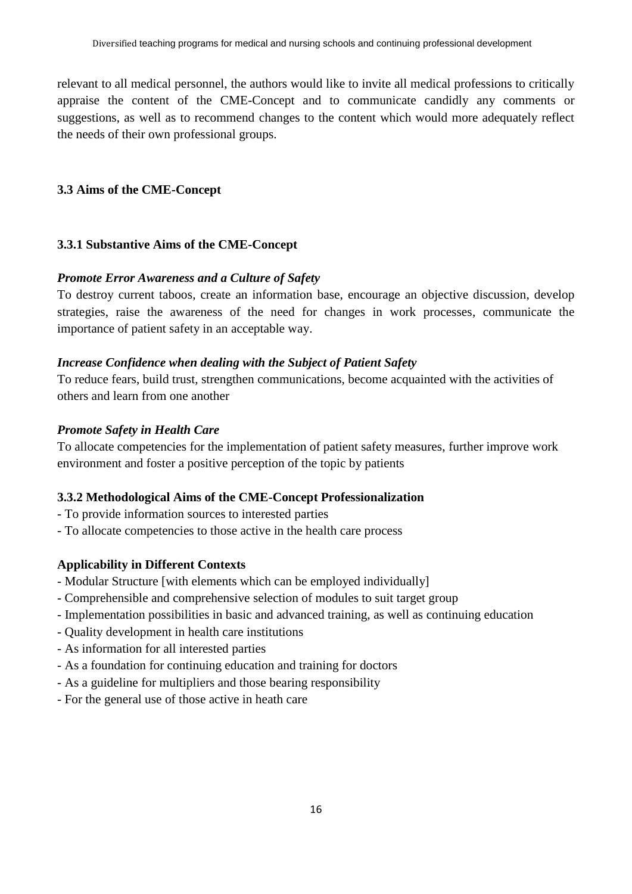relevant to all medical personnel, the authors would like to invite all medical professions to critically appraise the content of the CME-Concept and to communicate candidly any comments or suggestions, as well as to recommend changes to the content which would more adequately reflect the needs of their own professional groups.

### 3.3 Aims of the CME-Concept

#### 3.3.1 Substantive Aims of the CME-Concept

***Promote Error Awareness and a Culture of Safety***

To destroy current taboos, create an information base, encourage an objective discussion, develop strategies, raise the awareness of the need for changes in work processes, communicate the importance of patient safety in an acceptable way.

***Increase Confidence when dealing with the Subject of Patient Safety***

To reduce fears, build trust, strengthen communications, become acquainted with the activities of others and learn from one another

***Promote Safety in Health Care***

To allocate competencies for the implementation of patient safety measures, further improve work environment and foster a positive perception of the topic by patients

#### 3.3.2 Methodological Aims of the CME-Concept Professionalization

- To provide information sources to interested parties
- To allocate competencies to those active in the health care process

**Applicability in Different Contexts**

- Modular Structure [with elements which can be employed individually]
- Comprehensible and comprehensive selection of modules to suit target group
- Implementation possibilities in basic and advanced training, as well as continuing education
- Quality development in health care institutions
- As information for all interested parties
- As a foundation for continuing education and training for doctors
- As a guideline for multipliers and those bearing responsibility
- For the general use of those active in heath care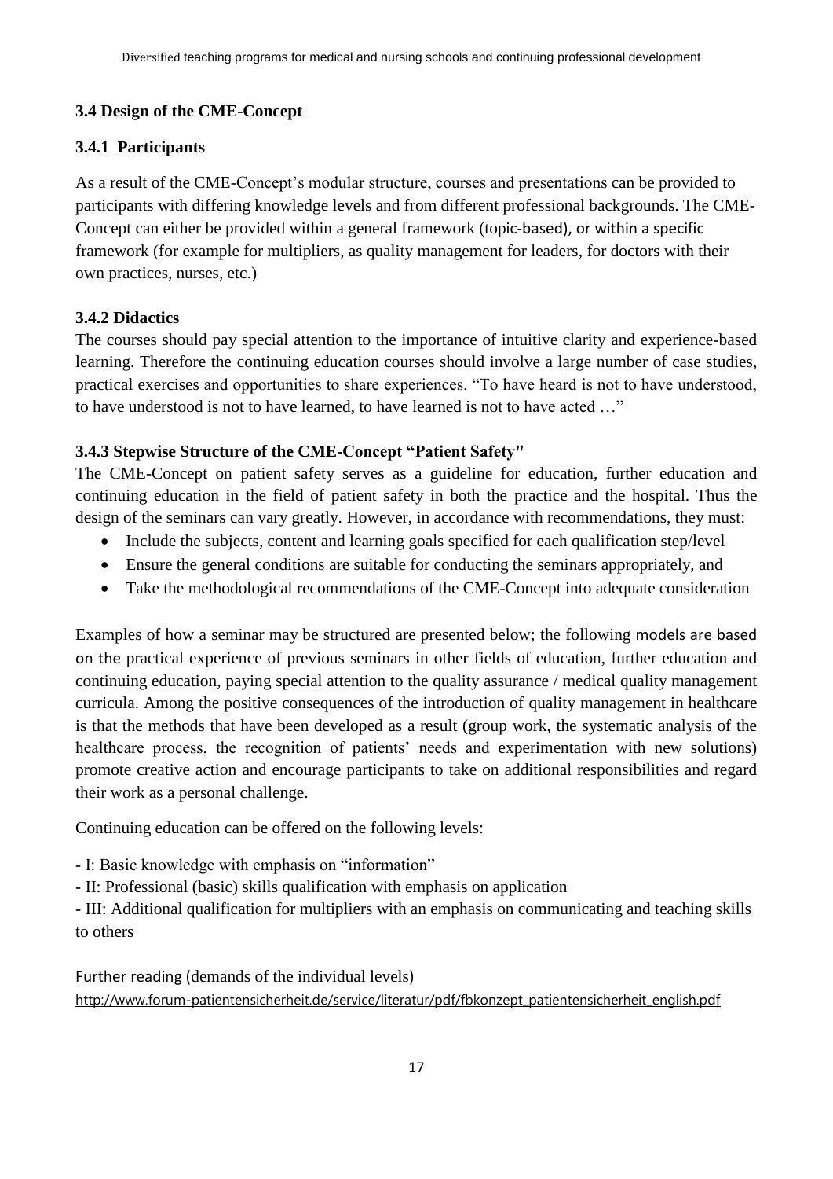### 3.4 Design of the CME-Concept

#### 3.4.1 Participants

As a result of the CME-Concept's modular structure, courses and presentations can be provided to participants with differing knowledge levels and from different professional backgrounds. The CME-Concept can either be provided within a general framework (topic-based), or within a specific framework (for example for multipliers, as quality management for leaders, for doctors with their own practices, nurses, etc.)

#### 3.4.2 Didactics

The courses should pay special attention to the importance of intuitive clarity and experience-based learning. Therefore the continuing education courses should involve a large number of case studies, practical exercises and opportunities to share experiences. "To have heard is not to have understood, to have understood is not to have learned, to have learned is not to have acted …"

#### 3.4.3 Stepwise Structure of the CME-Concept "Patient Safety"

The CME-Concept on patient safety serves as a guideline for education, further education and continuing education in the field of patient safety in both the practice and the hospital. Thus the design of the seminars can vary greatly. However, in accordance with recommendations, they must:

- Include the subjects, content and learning goals specified for each qualification step/level
- Ensure the general conditions are suitable for conducting the seminars appropriately, and
- Take the methodological recommendations of the CME-Concept into adequate consideration

Examples of how a seminar may be structured are presented below; the following models are based on the practical experience of previous seminars in other fields of education, further education and continuing education, paying special attention to the quality assurance / medical quality management curricula. Among the positive consequences of the introduction of quality management in healthcare is that the methods that have been developed as a result (group work, the systematic analysis of the healthcare process, the recognition of patients' needs and experimentation with new solutions) promote creative action and encourage participants to take on additional responsibilities and regard their work as a personal challenge.

Continuing education can be offered on the following levels:

- I: Basic knowledge with emphasis on "information"
- II: Professional (basic) skills qualification with emphasis on application
- III: Additional qualification for multipliers with an emphasis on communicating and teaching skills to others

Further reading (demands of the individual levels)
http://www.forum-patientensicherheit.de/service/literatur/pdf/fbkonzept_patientensicherheit_english.pdf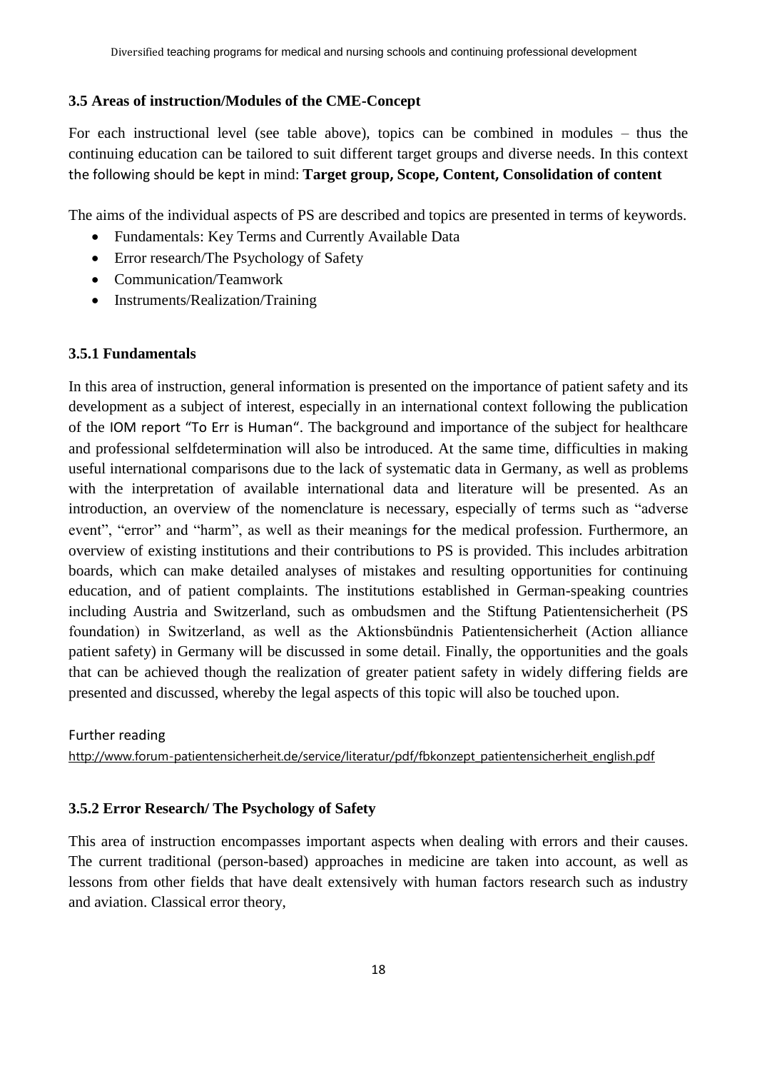### 3.5 Areas of instruction/Modules of the CME-Concept

For each instructional level (see table above), topics can be combined in modules – thus the continuing education can be tailored to suit different target groups and diverse needs. In this context the following should be kept in mind: **Target group, Scope, Content, Consolidation of content**

The aims of the individual aspects of PS are described and topics are presented in terms of keywords.

- Fundamentals: Key Terms and Currently Available Data
- Error research/The Psychology of Safety
- Communication/Teamwork
- Instruments/Realization/Training

### 3.5.1 Fundamentals

In this area of instruction, general information is presented on the importance of patient safety and its development as a subject of interest, especially in an international context following the publication of the IOM report "To Err is Human". The background and importance of the subject for healthcare and professional selfdetermination will also be introduced. At the same time, difficulties in making useful international comparisons due to the lack of systematic data in Germany, as well as problems with the interpretation of available international data and literature will be presented. As an introduction, an overview of the nomenclature is necessary, especially of terms such as "adverse event", "error" and "harm", as well as their meanings for the medical profession. Furthermore, an overview of existing institutions and their contributions to PS is provided. This includes arbitration boards, which can make detailed analyses of mistakes and resulting opportunities for continuing education, and of patient complaints. The institutions established in German-speaking countries including Austria and Switzerland, such as ombudsmen and the Stiftung Patientensicherheit (PS foundation) in Switzerland, as well as the Aktionsbündnis Patientensicherheit (Action alliance patient safety) in Germany will be discussed in some detail. Finally, the opportunities and the goals that can be achieved though the realization of greater patient safety in widely differing fields are presented and discussed, whereby the legal aspects of this topic will also be touched upon.

Further reading
http://www.forum-patientensicherheit.de/service/literatur/pdf/fbkonzept_patientensicherheit_english.pdf

### 3.5.2 Error Research/ The Psychology of Safety

This area of instruction encompasses important aspects when dealing with errors and their causes. The current traditional (person-based) approaches in medicine are taken into account, as well as lessons from other fields that have dealt extensively with human factors research such as industry and aviation. Classical error theory,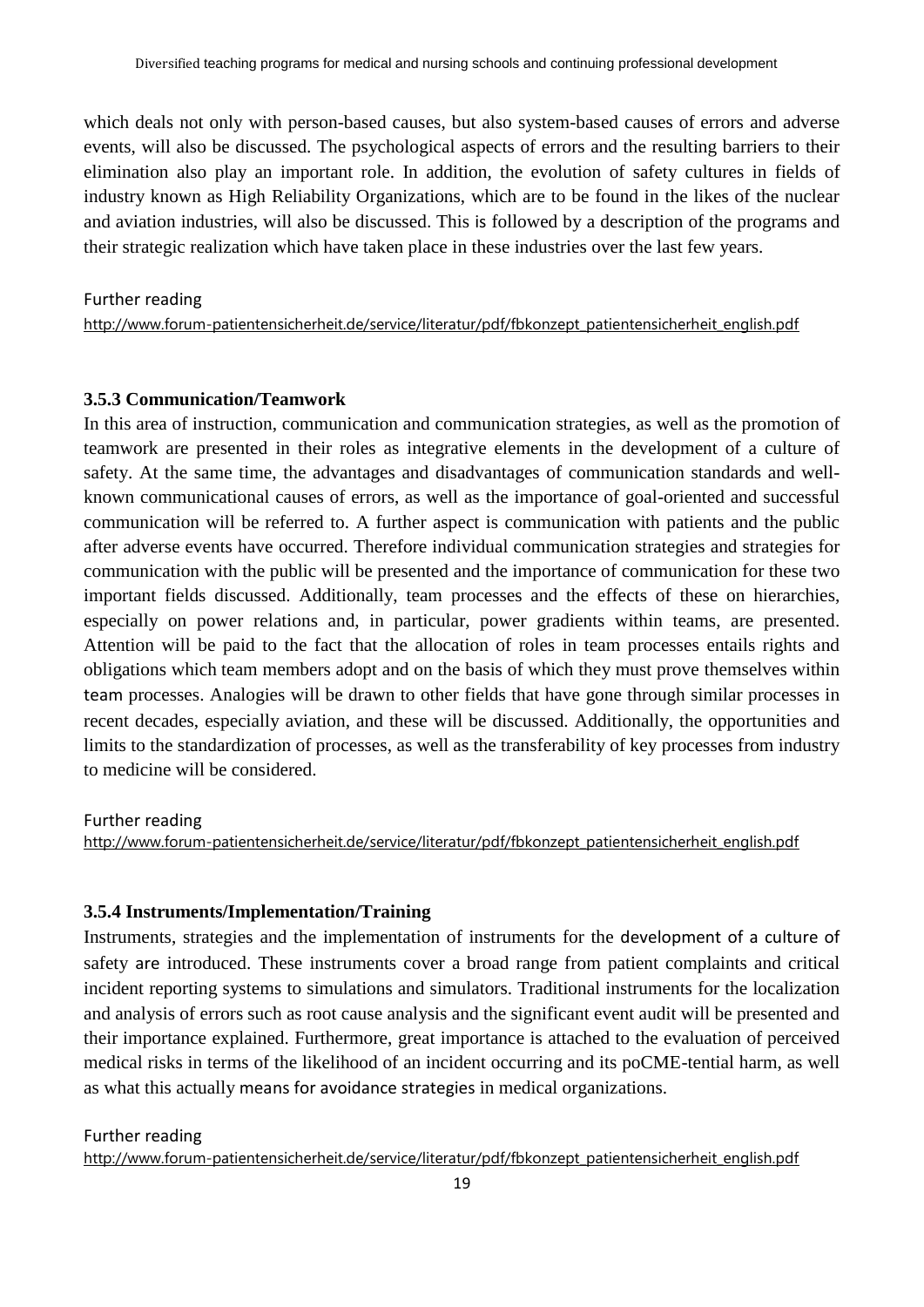which deals not only with person-based causes, but also system-based causes of errors and adverse events, will also be discussed. The psychological aspects of errors and the resulting barriers to their elimination also play an important role. In addition, the evolution of safety cultures in fields of industry known as High Reliability Organizations, which are to be found in the likes of the nuclear and aviation industries, will also be discussed. This is followed by a description of the programs and their strategic realization which have taken place in these industries over the last few years.

Further reading
http://www.forum-patientensicherheit.de/service/literatur/pdf/fbkonzept_patientensicherheit_english.pdf

### 3.5.3 Communication/Teamwork

In this area of instruction, communication and communication strategies, as well as the promotion of teamwork are presented in their roles as integrative elements in the development of a culture of safety. At the same time, the advantages and disadvantages of communication standards and well-known communicational causes of errors, as well as the importance of goal-oriented and successful communication will be referred to. A further aspect is communication with patients and the public after adverse events have occurred. Therefore individual communication strategies and strategies for communication with the public will be presented and the importance of communication for these two important fields discussed. Additionally, team processes and the effects of these on hierarchies, especially on power relations and, in particular, power gradients within teams, are presented. Attention will be paid to the fact that the allocation of roles in team processes entails rights and obligations which team members adopt and on the basis of which they must prove themselves within team processes. Analogies will be drawn to other fields that have gone through similar processes in recent decades, especially aviation, and these will be discussed. Additionally, the opportunities and limits to the standardization of processes, as well as the transferability of key processes from industry to medicine will be considered.

Further reading
http://www.forum-patientensicherheit.de/service/literatur/pdf/fbkonzept_patientensicherheit_english.pdf

### 3.5.4 Instruments/Implementation/Training

Instruments, strategies and the implementation of instruments for the development of a culture of safety are introduced. These instruments cover a broad range from patient complaints and critical incident reporting systems to simulations and simulators. Traditional instruments for the localization and analysis of errors such as root cause analysis and the significant event audit will be presented and their importance explained. Furthermore, great importance is attached to the evaluation of perceived medical risks in terms of the likelihood of an incident occurring and its poCME-tential harm, as well as what this actually means for avoidance strategies in medical organizations.

Further reading
http://www.forum-patientensicherheit.de/service/literatur/pdf/fbkonzept_patientensicherheit_english.pdf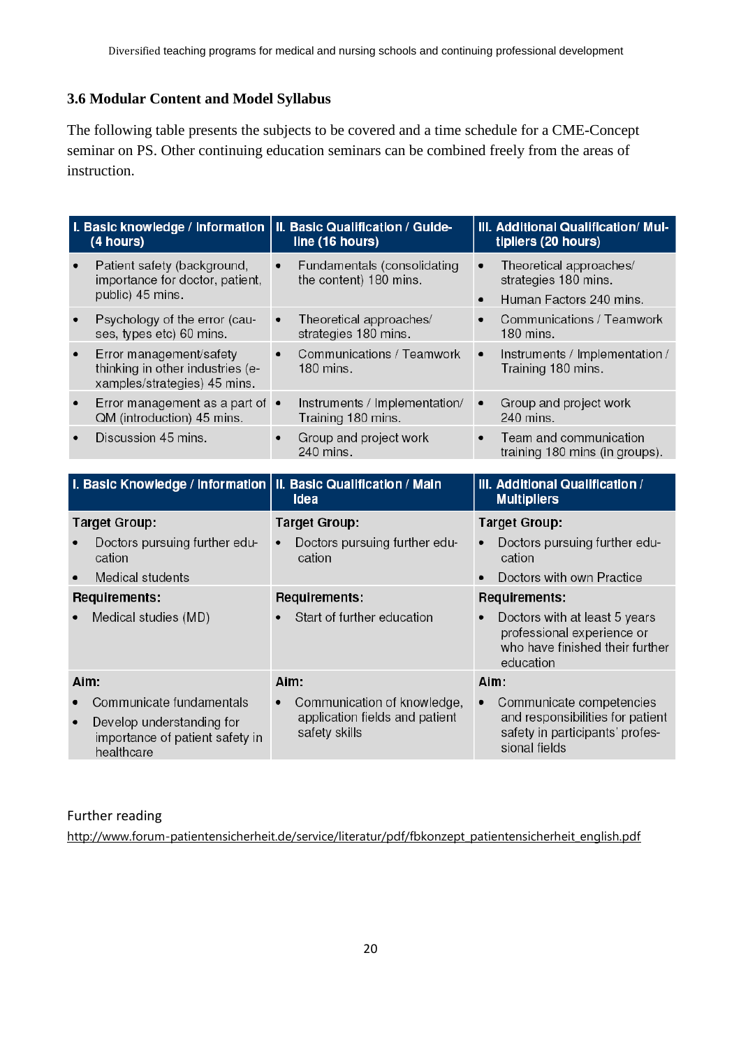### 3.6 Modular Content and Model Syllabus

The following table presents the subjects to be covered and a time schedule for a CME-Concept seminar on PS. Other continuing education seminars can be combined freely from the areas of instruction.

| I. Basic knowledge / information (4 hours) | II. Basic Qualification / Guideline (16 hours) | III. Additional Qualification/ Multipliers (20 hours) |
|---|---|---|
| • Patient safety (background, importance for doctor, patient, public) 45 mins. | • Fundamentals (consolidating the content) 180 mins. | • Theoretical approaches/ strategies 180 mins.<br>• Human Factors 240 mins. |
| • Psychology of the error (causes, types etc) 60 mins. | • Theoretical approaches/ strategies 180 mins. | • Communications / Teamwork 180 mins. |
| • Error management/safety thinking in other industries (examples/strategies) 45 mins. | • Communications / Teamwork 180 mins. | • Instruments / Implementation / Training 180 mins. |
| • Error management as a part of QM (introduction) 45 mins. | • Instruments / Implementation/ Training 180 mins. | • Group and project work 240 mins. |
| • Discussion 45 mins. | • Group and project work 240 mins. | • Team and communication training 180 mins (in groups). |

| I. Basic Knowledge / Information | II. Basic Qualification / Main Idea | III. Additional Qualification / Multipliers |
|---|---|---|
| **Target Group:**<br>• Doctors pursuing further education<br>• Medical students | **Target Group:**<br>• Doctors pursuing further education | **Target Group:**<br>• Doctors pursuing further education<br>• Doctors with own Practice |
| **Requirements:**<br>• Medical studies (MD) | **Requirements:**<br>• Start of further education | **Requirements:**<br>• Doctors with at least 5 years professional experience or who have finished their further education |
| **Aim:**<br>• Communicate fundamentals<br>• Develop understanding for importance of patient safety in healthcare | **Aim:**<br>• Communication of knowledge, application fields and patient safety skills | **Aim:**<br>• Communicate competencies and responsibilities for patient safety in participants' professional fields |

Further reading
http://www.forum-patientensicherheit.de/service/literatur/pdf/fbkonzept_patientensicherheit_english.pdf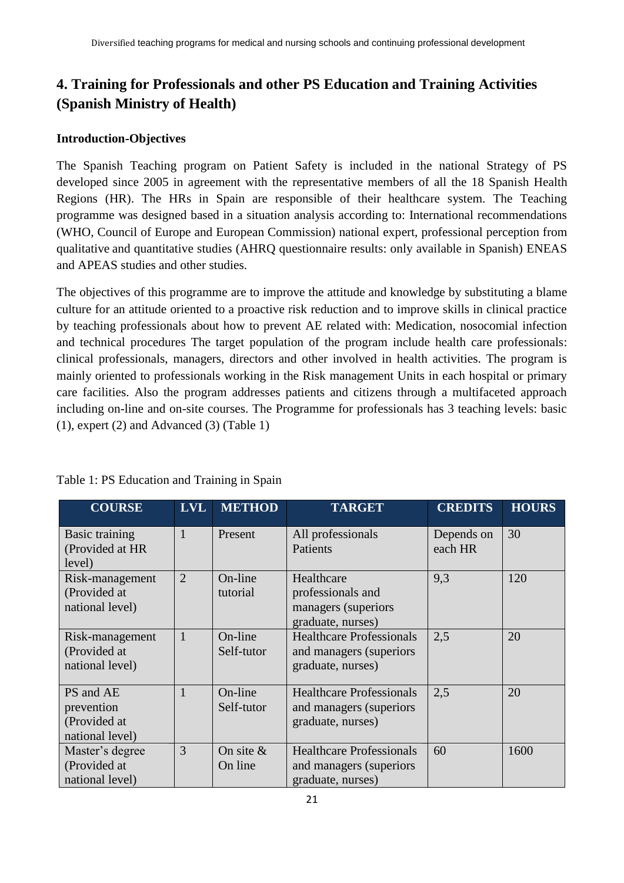## 4. Training for Professionals and other PS Education and Training Activities (Spanish Ministry of Health)

### Introduction-Objectives

The Spanish Teaching program on Patient Safety is included in the national Strategy of PS developed since 2005 in agreement with the representative members of all the 18 Spanish Health Regions (HR). The HRs in Spain are responsible of their healthcare system. The Teaching programme was designed based in a situation analysis according to: International recommendations (WHO, Council of Europe and European Commission) national expert, professional perception from qualitative and quantitative studies (AHRQ questionnaire results: only available in Spanish) ENEAS and APEAS studies and other studies.

The objectives of this programme are to improve the attitude and knowledge by substituting a blame culture for an attitude oriented to a proactive risk reduction and to improve skills in clinical practice by teaching professionals about how to prevent AE related with: Medication, nosocomial infection and technical procedures The target population of the program include health care professionals: clinical professionals, managers, directors and other involved in health activities. The program is mainly oriented to professionals working in the Risk management Units in each hospital or primary care facilities. Also the program addresses patients and citizens through a multifaceted approach including on-line and on-site courses. The Programme for professionals has 3 teaching levels: basic (1), expert (2) and Advanced (3) (Table 1)

Table 1: PS Education and Training in Spain

| COURSE | LVL | METHOD | TARGET | CREDITS | HOURS |
|---|---|---|---|---|---|
| Basic training (Provided at HR level) | 1 | Present | All professionals Patients | Depends on each HR | 30 |
| Risk-management (Provided at national level) | 2 | On-line tutorial | Healthcare professionals and managers (superiors graduate, nurses) | 9,3 | 120 |
| Risk-management (Provided at national level) | 1 | On-line Self-tutor | Healthcare Professionals and managers (superiors graduate, nurses) | 2,5 | 20 |
| PS and AE prevention (Provided at national level) | 1 | On-line Self-tutor | Healthcare Professionals and managers (superiors graduate, nurses) | 2,5 | 20 |
| Master's degree (Provided at national level) | 3 | On site & On line | Healthcare Professionals and managers (superiors graduate, nurses) | 60 | 1600 |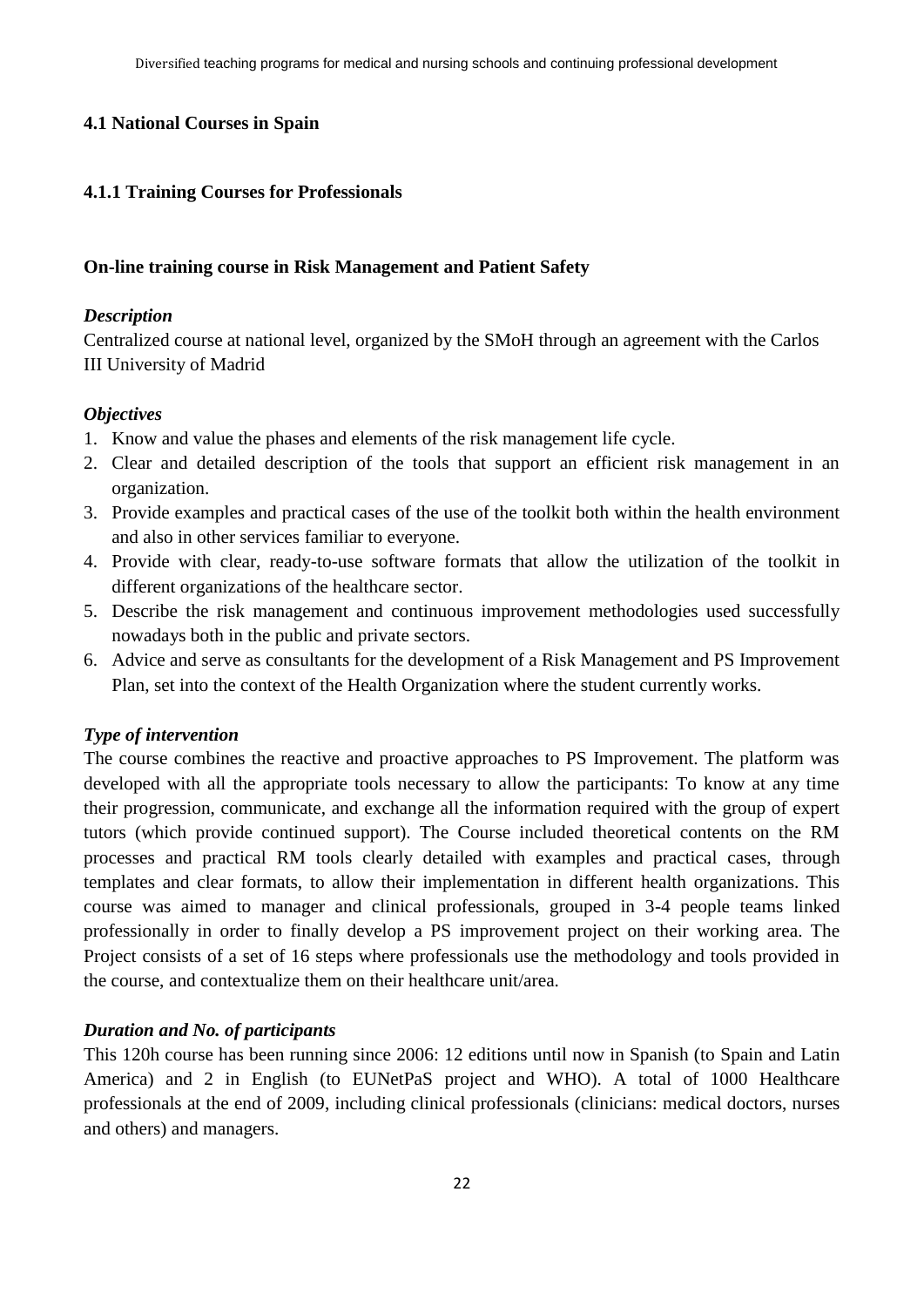## 4.1 National Courses in Spain

### 4.1.1 Training Courses for Professionals

**On-line training course in Risk Management and Patient Safety**

***Description***

Centralized course at national level, organized by the SMoH through an agreement with the Carlos III University of Madrid

***Objectives***

1. Know and value the phases and elements of the risk management life cycle.
2. Clear and detailed description of the tools that support an efficient risk management in an organization.
3. Provide examples and practical cases of the use of the toolkit both within the health environment and also in other services familiar to everyone.
4. Provide with clear, ready-to-use software formats that allow the utilization of the toolkit in different organizations of the healthcare sector.
5. Describe the risk management and continuous improvement methodologies used successfully nowadays both in the public and private sectors.
6. Advice and serve as consultants for the development of a Risk Management and PS Improvement Plan, set into the context of the Health Organization where the student currently works.

***Type of intervention***

The course combines the reactive and proactive approaches to PS Improvement. The platform was developed with all the appropriate tools necessary to allow the participants: To know at any time their progression, communicate, and exchange all the information required with the group of expert tutors (which provide continued support). The Course included theoretical contents on the RM processes and practical RM tools clearly detailed with examples and practical cases, through templates and clear formats, to allow their implementation in different health organizations. This course was aimed to manager and clinical professionals, grouped in 3-4 people teams linked professionally in order to finally develop a PS improvement project on their working area. The Project consists of a set of 16 steps where professionals use the methodology and tools provided in the course, and contextualize them on their healthcare unit/area.

***Duration and No. of participants***

This 120h course has been running since 2006: 12 editions until now in Spanish (to Spain and Latin America) and 2 in English (to EUNetPaS project and WHO). A total of 1000 Healthcare professionals at the end of 2009, including clinical professionals (clinicians: medical doctors, nurses and others) and managers.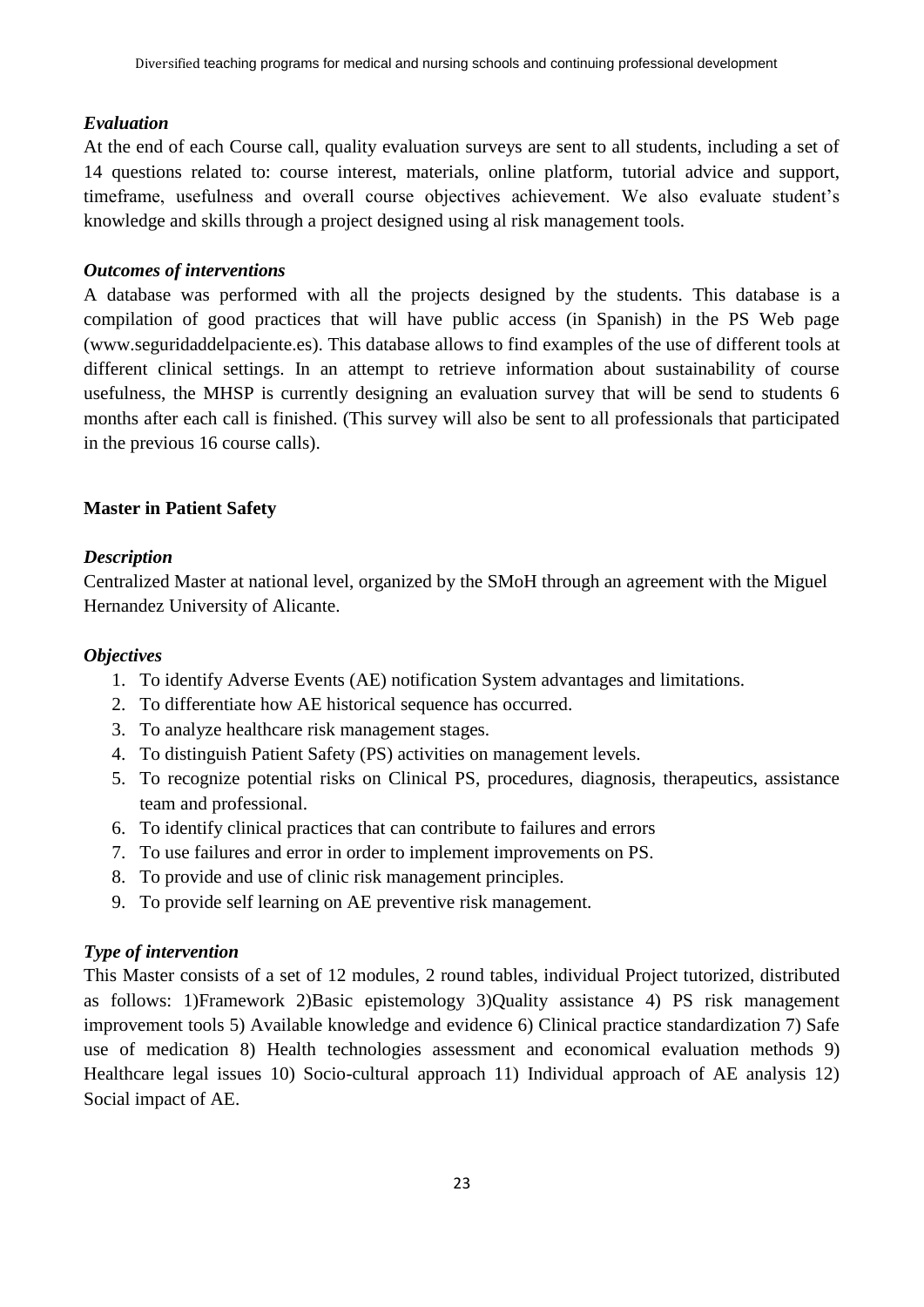### *Evaluation*

At the end of each Course call, quality evaluation surveys are sent to all students, including a set of 14 questions related to: course interest, materials, online platform, tutorial advice and support, timeframe, usefulness and overall course objectives achievement. We also evaluate student's knowledge and skills through a project designed using al risk management tools.

### *Outcomes of interventions*

A database was performed with all the projects designed by the students. This database is a compilation of good practices that will have public access (in Spanish) in the PS Web page (www.seguridaddelpaciente.es). This database allows to find examples of the use of different tools at different clinical settings. In an attempt to retrieve information about sustainability of course usefulness, the MHSP is currently designing an evaluation survey that will be send to students 6 months after each call is finished. (This survey will also be sent to all professionals that participated in the previous 16 course calls).

## **Master in Patient Safety**

### *Description*

Centralized Master at national level, organized by the SMoH through an agreement with the Miguel Hernandez University of Alicante.

### *Objectives*

1. To identify Adverse Events (AE) notification System advantages and limitations.
2. To differentiate how AE historical sequence has occurred.
3. To analyze healthcare risk management stages.
4. To distinguish Patient Safety (PS) activities on management levels.
5. To recognize potential risks on Clinical PS, procedures, diagnosis, therapeutics, assistance team and professional.
6. To identify clinical practices that can contribute to failures and errors
7. To use failures and error in order to implement improvements on PS.
8. To provide and use of clinic risk management principles.
9. To provide self learning on AE preventive risk management.

### *Type of intervention*

This Master consists of a set of 12 modules, 2 round tables, individual Project tutorized, distributed as follows: 1)Framework 2)Basic epistemology 3)Quality assistance 4) PS risk management improvement tools 5) Available knowledge and evidence 6) Clinical practice standardization 7) Safe use of medication 8) Health technologies assessment and economical evaluation methods 9) Healthcare legal issues 10) Socio-cultural approach 11) Individual approach of AE analysis 12) Social impact of AE.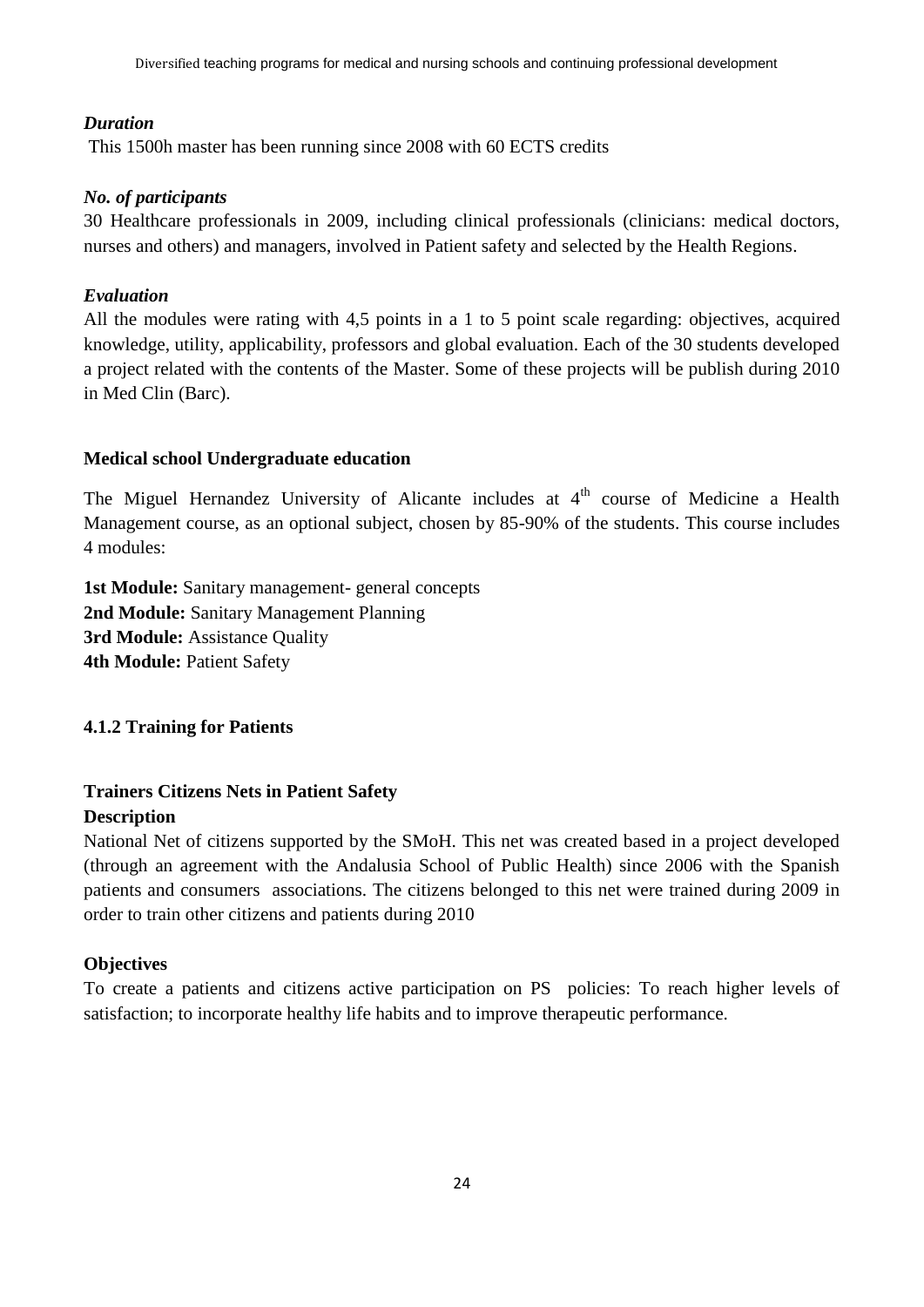*Duration*

This 1500h master has been running since 2008 with 60 ECTS credits

*No. of participants*

30 Healthcare professionals in 2009, including clinical professionals (clinicians: medical doctors, nurses and others) and managers, involved in Patient safety and selected by the Health Regions.

*Evaluation*

All the modules were rating with 4,5 points in a 1 to 5 point scale regarding: objectives, acquired knowledge, utility, applicability, professors and global evaluation. Each of the 30 students developed a project related with the contents of the Master. Some of these projects will be publish during 2010 in Med Clin (Barc).

**Medical school Undergraduate education**

The Miguel Hernandez University of Alicante includes at 4th course of Medicine a Health Management course, as an optional subject, chosen by 85-90% of the students. This course includes 4 modules:

**1st Module:** Sanitary management- general concepts
**2nd Module:** Sanitary Management Planning
**3rd Module:** Assistance Quality
**4th Module:** Patient Safety

### 4.1.2 Training for Patients

**Trainers Citizens Nets in Patient Safety**

**Description**

National Net of citizens supported by the SMoH. This net was created based in a project developed (through an agreement with the Andalusia School of Public Health) since 2006 with the Spanish patients and consumers associations. The citizens belonged to this net were trained during 2009 in order to train other citizens and patients during 2010

**Objectives**

To create a patients and citizens active participation on PS policies: To reach higher levels of satisfaction; to incorporate healthy life habits and to improve therapeutic performance.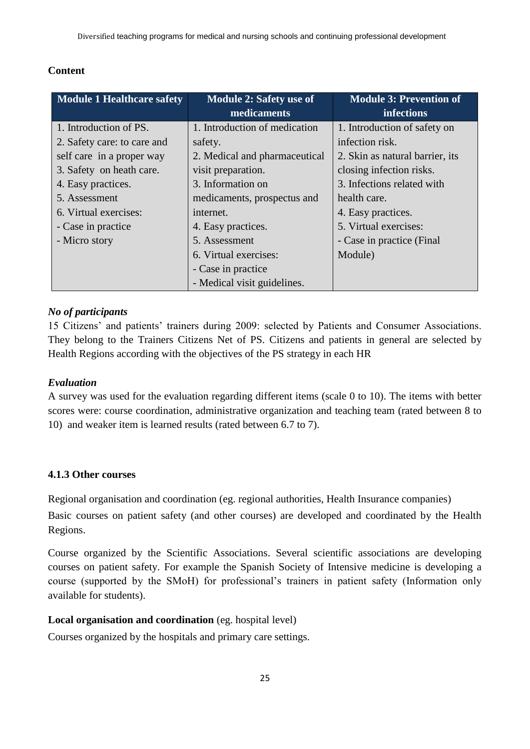**Content**

| Module 1 Healthcare safety | Module 2: Safety use of medicaments | Module 3: Prevention of infections |
|---|---|---|
| 1. Introduction of PS.<br>2. Safety care: to care and self care in a proper way<br>3. Safety on heath care.<br>4. Easy practices.<br>5. Assessment<br>6. Virtual exercises:<br>- Case in practice<br>- Micro story | 1. Introduction of medication safety.<br>2. Medical and pharmaceutical visit preparation.<br>3. Information on medicaments, prospectus and internet.<br>4. Easy practices.<br>5. Assessment<br>6. Virtual exercises:<br>- Case in practice<br>- Medical visit guidelines. | 1. Introduction of safety on infection risk.<br>2. Skin as natural barrier, its closing infection risks.<br>3. Infections related with health care.<br>4. Easy practices.<br>5. Virtual exercises:<br>- Case in practice (Final Module) |

***No of participants***

15 Citizens' and patients' trainers during 2009: selected by Patients and Consumer Associations. They belong to the Trainers Citizens Net of PS. Citizens and patients in general are selected by Health Regions according with the objectives of the PS strategy in each HR

***Evaluation***

A survey was used for the evaluation regarding different items (scale 0 to 10). The items with better scores were: course coordination, administrative organization and teaching team (rated between 8 to 10) and weaker item is learned results (rated between 6.7 to 7).

### 4.1.3 Other courses

Regional organisation and coordination (eg. regional authorities, Health Insurance companies)

Basic courses on patient safety (and other courses) are developed and coordinated by the Health Regions.

Course organized by the Scientific Associations. Several scientific associations are developing courses on patient safety. For example the Spanish Society of Intensive medicine is developing a course (supported by the SMoH) for professional's trainers in patient safety (Information only available for students).

**Local organisation and coordination** (eg. hospital level)

Courses organized by the hospitals and primary care settings.